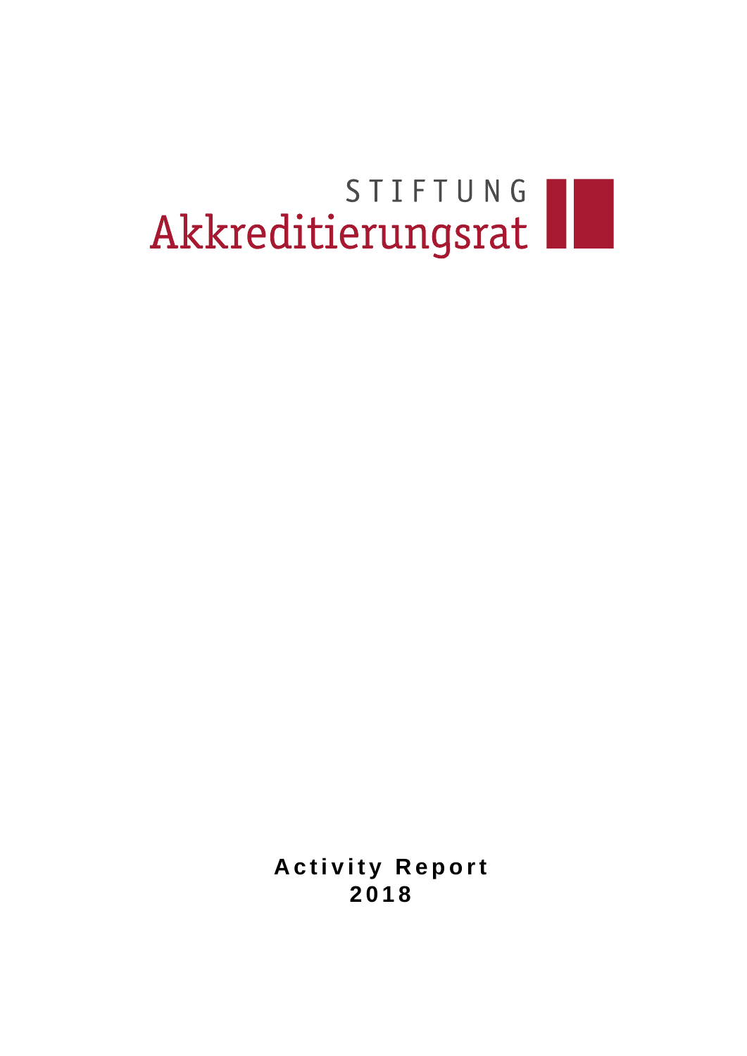STIFTUNG

Akkreditierungsrat

# Activity Report 2018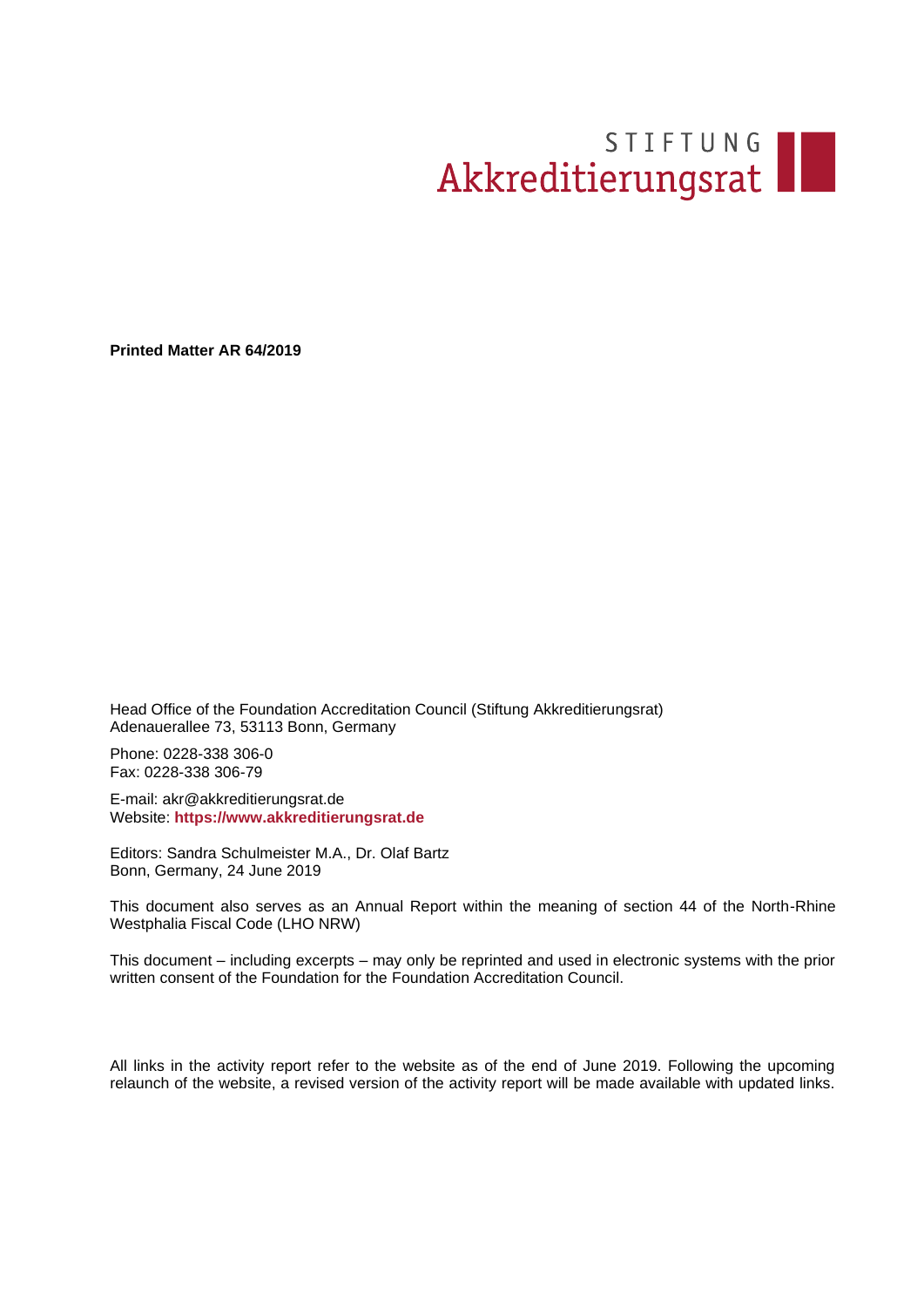STIFTUNG
Akkreditierungsrat

**Printed Matter AR 64/2019**

Head Office of the Foundation Accreditation Council (Stiftung Akkreditierungsrat)
Adenauerallee 73, 53113 Bonn, Germany

Phone: 0228-338 306-0
Fax: 0228-338 306-79

E-mail: akr@akkreditierungsrat.de
Website: **https://www.akkreditierungsrat.de**

Editors: Sandra Schulmeister M.A., Dr. Olaf Bartz
Bonn, Germany, 24 June 2019

This document also serves as an Annual Report within the meaning of section 44 of the North-Rhine Westphalia Fiscal Code (LHO NRW)

This document – including excerpts – may only be reprinted and used in electronic systems with the prior written consent of the Foundation for the Foundation Accreditation Council.

All links in the activity report refer to the website as of the end of June 2019. Following the upcoming relaunch of the website, a revised version of the activity report will be made available with updated links.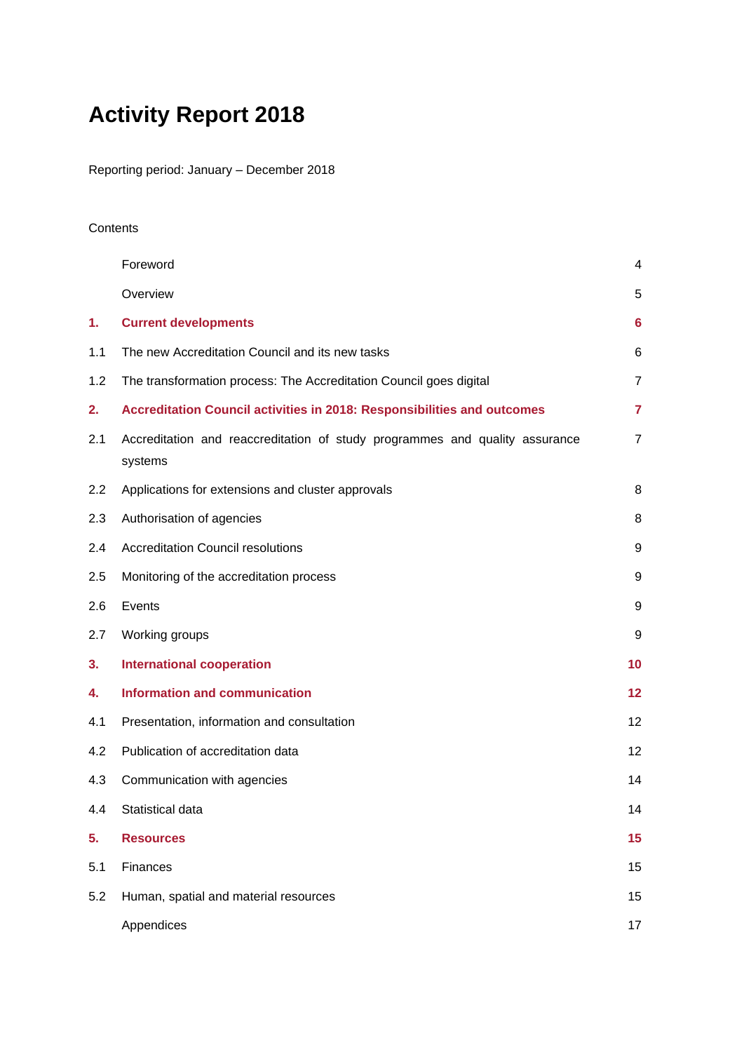# Activity Report 2018

Reporting period: January – December 2018

Contents

| | | |
|---|---|---|
| | Foreword | 4 |
| | Overview | 5 |
| **1.** | **Current developments** | **6** |
| 1.1 | The new Accreditation Council and its new tasks | 6 |
| 1.2 | The transformation process: The Accreditation Council goes digital | 7 |
| **2.** | **Accreditation Council activities in 2018: Responsibilities and outcomes** | **7** |
| 2.1 | Accreditation and reaccreditation of study programmes and quality assurance systems | 7 |
| 2.2 | Applications for extensions and cluster approvals | 8 |
| 2.3 | Authorisation of agencies | 8 |
| 2.4 | Accreditation Council resolutions | 9 |
| 2.5 | Monitoring of the accreditation process | 9 |
| 2.6 | Events | 9 |
| 2.7 | Working groups | 9 |
| **3.** | **International cooperation** | **10** |
| **4.** | **Information and communication** | **12** |
| 4.1 | Presentation, information and consultation | 12 |
| 4.2 | Publication of accreditation data | 12 |
| 4.3 | Communication with agencies | 14 |
| 4.4 | Statistical data | 14 |
| **5.** | **Resources** | **15** |
| 5.1 | Finances | 15 |
| 5.2 | Human, spatial and material resources | 15 |
| | Appendices | 17 |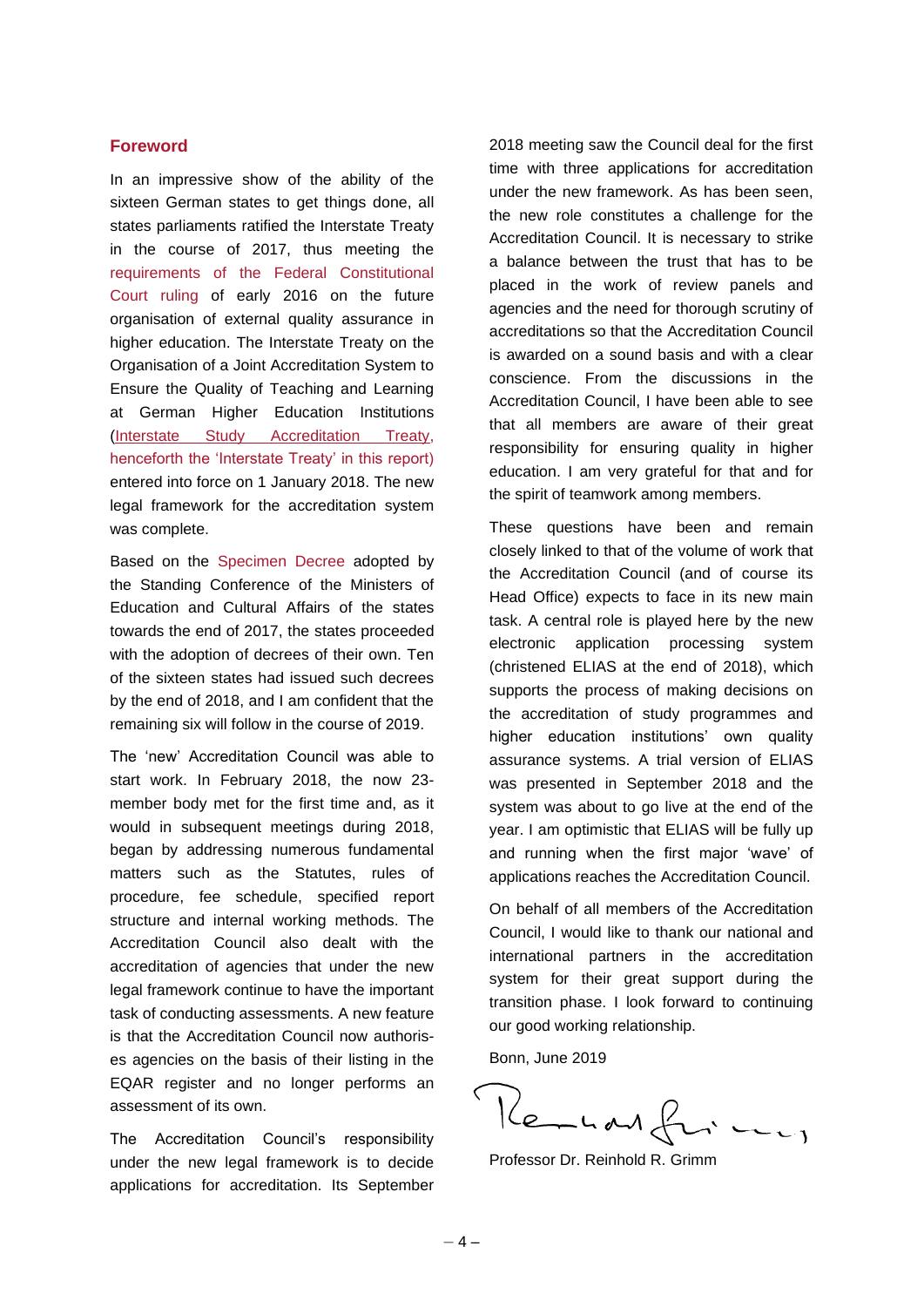## Foreword

In an impressive show of the ability of the sixteen German states to get things done, all states parliaments ratified the Interstate Treaty in the course of 2017, thus meeting the requirements of the Federal Constitutional Court ruling of early 2016 on the future organisation of external quality assurance in higher education. The Interstate Treaty on the Organisation of a Joint Accreditation System to Ensure the Quality of Teaching and Learning at German Higher Education Institutions (Interstate Study Accreditation Treaty, henceforth the 'Interstate Treaty' in this report) entered into force on 1 January 2018. The new legal framework for the accreditation system was complete.

Based on the Specimen Decree adopted by the Standing Conference of the Ministers of Education and Cultural Affairs of the states towards the end of 2017, the states proceeded with the adoption of decrees of their own. Ten of the sixteen states had issued such decrees by the end of 2018, and I am confident that the remaining six will follow in the course of 2019.

The 'new' Accreditation Council was able to start work. In February 2018, the now 23-member body met for the first time and, as it would in subsequent meetings during 2018, began by addressing numerous fundamental matters such as the Statutes, rules of procedure, fee schedule, specified report structure and internal working methods. The Accreditation Council also dealt with the accreditation of agencies that under the new legal framework continue to have the important task of conducting assessments. A new feature is that the Accreditation Council now authorises agencies on the basis of their listing in the EQAR register and no longer performs an assessment of its own.

The Accreditation Council's responsibility under the new legal framework is to decide applications for accreditation. Its September 2018 meeting saw the Council deal for the first time with three applications for accreditation under the new framework. As has been seen, the new role constitutes a challenge for the Accreditation Council. It is necessary to strike a balance between the trust that has to be placed in the work of review panels and agencies and the need for thorough scrutiny of accreditations so that the Accreditation Council is awarded on a sound basis and with a clear conscience. From the discussions in the Accreditation Council, I have been able to see that all members are aware of their great responsibility for ensuring quality in higher education. I am very grateful for that and for the spirit of teamwork among members.

These questions have been and remain closely linked to that of the volume of work that the Accreditation Council (and of course its Head Office) expects to face in its new main task. A central role is played here by the new electronic application processing system (christened ELIAS at the end of 2018), which supports the process of making decisions on the accreditation of study programmes and higher education institutions' own quality assurance systems. A trial version of ELIAS was presented in September 2018 and the system was about to go live at the end of the year. I am optimistic that ELIAS will be fully up and running when the first major 'wave' of applications reaches the Accreditation Council.

On behalf of all members of the Accreditation Council, I would like to thank our national and international partners in the accreditation system for their great support during the transition phase. I look forward to continuing our good working relationship.

Bonn, June 2019

Professor Dr. Reinhold R. Grimm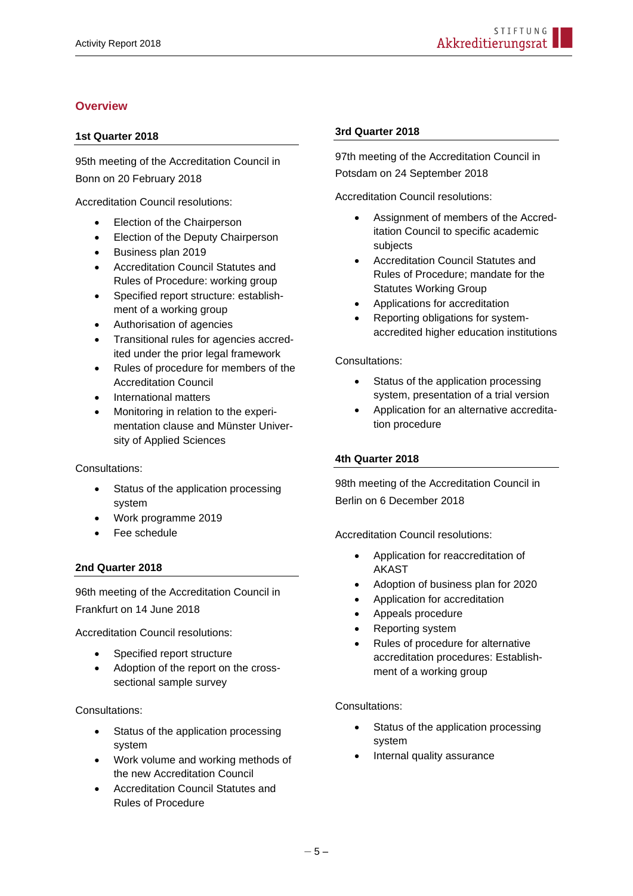## Overview

### 1st Quarter 2018

95th meeting of the Accreditation Council in Bonn on 20 February 2018

Accreditation Council resolutions:

- Election of the Chairperson
- Election of the Deputy Chairperson
- Business plan 2019
- Accreditation Council Statutes and Rules of Procedure: working group
- Specified report structure: establishment of a working group
- Authorisation of agencies
- Transitional rules for agencies accredited under the prior legal framework
- Rules of procedure for members of the Accreditation Council
- International matters
- Monitoring in relation to the experimentation clause and Münster University of Applied Sciences

Consultations:

- Status of the application processing system
- Work programme 2019
- Fee schedule

### 2nd Quarter 2018

96th meeting of the Accreditation Council in Frankfurt on 14 June 2018

Accreditation Council resolutions:

- Specified report structure
- Adoption of the report on the cross-sectional sample survey

Consultations:

- Status of the application processing system
- Work volume and working methods of the new Accreditation Council
- Accreditation Council Statutes and Rules of Procedure

### 3rd Quarter 2018

97th meeting of the Accreditation Council in Potsdam on 24 September 2018

Accreditation Council resolutions:

- Assignment of members of the Accreditation Council to specific academic subjects
- Accreditation Council Statutes and Rules of Procedure; mandate for the Statutes Working Group
- Applications for accreditation
- Reporting obligations for system-accredited higher education institutions

Consultations:

- Status of the application processing system, presentation of a trial version
- Application for an alternative accreditation procedure

### 4th Quarter 2018

98th meeting of the Accreditation Council in Berlin on 6 December 2018

Accreditation Council resolutions:

- Application for reaccreditation of AKAST
- Adoption of business plan for 2020
- Application for accreditation
- Appeals procedure
- Reporting system
- Rules of procedure for alternative accreditation procedures: Establishment of a working group

Consultations:

- Status of the application processing system
- Internal quality assurance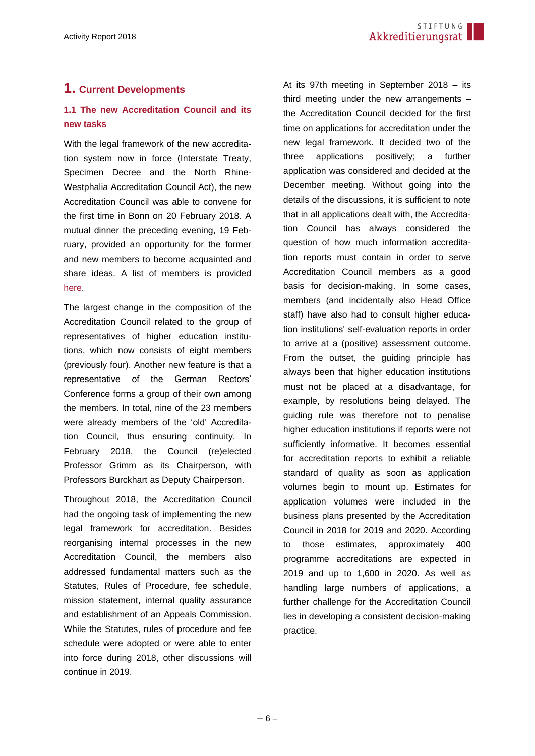# 1. Current Developments

## 1.1 The new Accreditation Council and its new tasks

With the legal framework of the new accreditation system now in force (Interstate Treaty, Specimen Decree and the North Rhine-Westphalia Accreditation Council Act), the new Accreditation Council was able to convene for the first time in Bonn on 20 February 2018. A mutual dinner the preceding evening, 19 February, provided an opportunity for the former and new members to become acquainted and share ideas. A list of members is provided here.

The largest change in the composition of the Accreditation Council related to the group of representatives of higher education institutions, which now consists of eight members (previously four). Another new feature is that a representative of the German Rectors' Conference forms a group of their own among the members. In total, nine of the 23 members were already members of the 'old' Accreditation Council, thus ensuring continuity. In February 2018, the Council (re)elected Professor Grimm as its Chairperson, with Professors Burckhart as Deputy Chairperson.

Throughout 2018, the Accreditation Council had the ongoing task of implementing the new legal framework for accreditation. Besides reorganising internal processes in the new Accreditation Council, the members also addressed fundamental matters such as the Statutes, Rules of Procedure, fee schedule, mission statement, internal quality assurance and establishment of an Appeals Commission. While the Statutes, rules of procedure and fee schedule were adopted or were able to enter into force during 2018, other discussions will continue in 2019.

At its 97th meeting in September 2018 – its third meeting under the new arrangements – the Accreditation Council decided for the first time on applications for accreditation under the new legal framework. It decided two of the three applications positively; a further application was considered and decided at the December meeting. Without going into the details of the discussions, it is sufficient to note that in all applications dealt with, the Accreditation Council has always considered the question of how much information accreditation reports must contain in order to serve Accreditation Council members as a good basis for decision-making. In some cases, members (and incidentally also Head Office staff) have also had to consult higher education institutions' self-evaluation reports in order to arrive at a (positive) assessment outcome. From the outset, the guiding principle has always been that higher education institutions must not be placed at a disadvantage, for example, by resolutions being delayed. The guiding rule was therefore not to penalise higher education institutions if reports were not sufficiently informative. It becomes essential for accreditation reports to exhibit a reliable standard of quality as soon as application volumes begin to mount up. Estimates for application volumes were included in the business plans presented by the Accreditation Council in 2018 for 2019 and 2020. According to those estimates, approximately 400 programme accreditations are expected in 2019 and up to 1,600 in 2020. As well as handling large numbers of applications, a further challenge for the Accreditation Council lies in developing a consistent decision-making practice.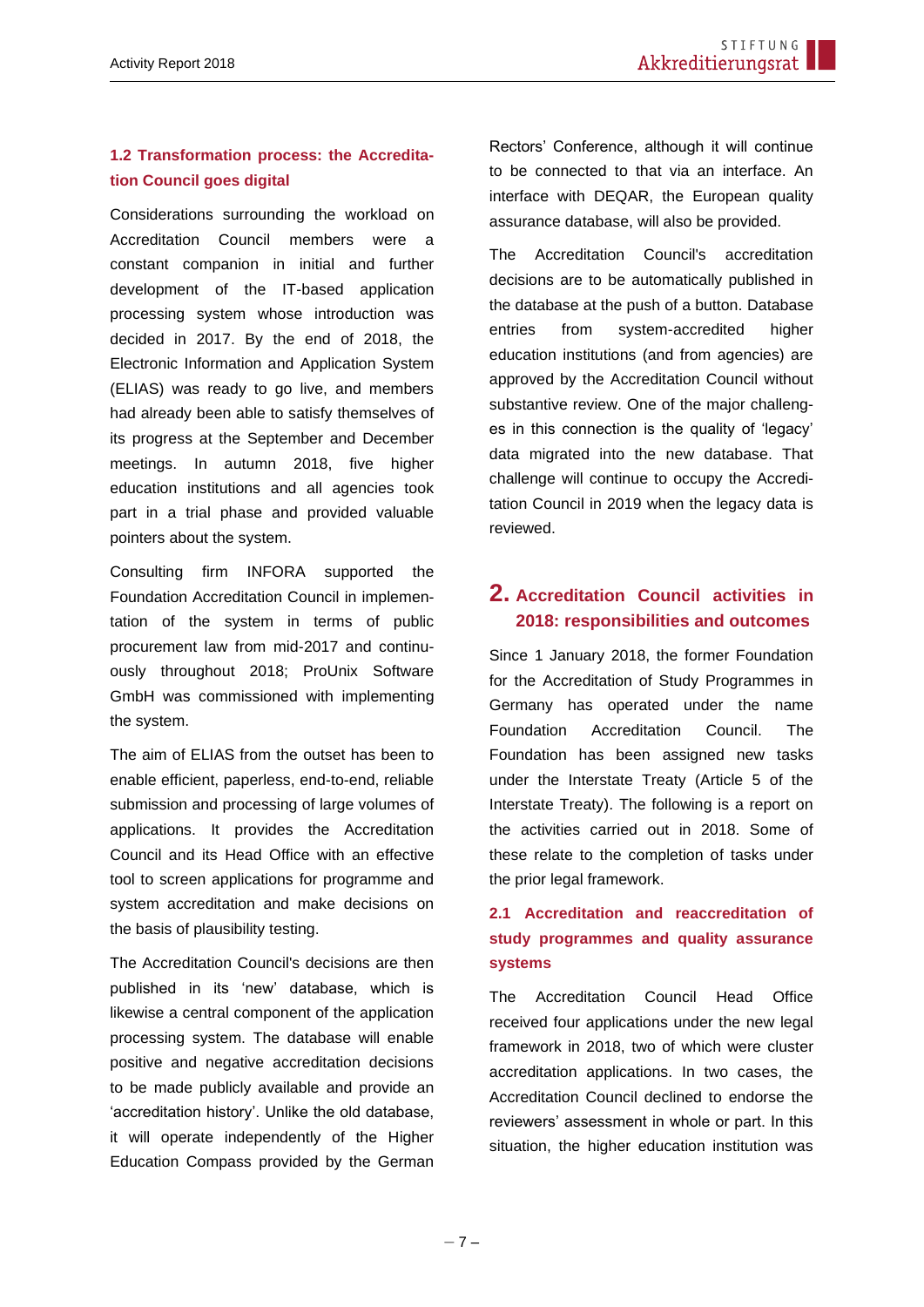### 1.2 Transformation process: the Accreditation Council goes digital

Considerations surrounding the workload on Accreditation Council members were a constant companion in initial and further development of the IT-based application processing system whose introduction was decided in 2017. By the end of 2018, the Electronic Information and Application System (ELIAS) was ready to go live, and members had already been able to satisfy themselves of its progress at the September and December meetings. In autumn 2018, five higher education institutions and all agencies took part in a trial phase and provided valuable pointers about the system.

Consulting firm INFORA supported the Foundation Accreditation Council in implementation of the system in terms of public procurement law from mid-2017 and continuously throughout 2018; ProUnix Software GmbH was commissioned with implementing the system.

The aim of ELIAS from the outset has been to enable efficient, paperless, end-to-end, reliable submission and processing of large volumes of applications. It provides the Accreditation Council and its Head Office with an effective tool to screen applications for programme and system accreditation and make decisions on the basis of plausibility testing.

The Accreditation Council's decisions are then published in its 'new' database, which is likewise a central component of the application processing system. The database will enable positive and negative accreditation decisions to be made publicly available and provide an 'accreditation history'. Unlike the old database, it will operate independently of the Higher Education Compass provided by the German Rectors' Conference, although it will continue to be connected to that via an interface. An interface with DEQAR, the European quality assurance database, will also be provided.

The Accreditation Council's accreditation decisions are to be automatically published in the database at the push of a button. Database entries from system-accredited higher education institutions (and from agencies) are approved by the Accreditation Council without substantive review. One of the major challenges in this connection is the quality of 'legacy' data migrated into the new database. That challenge will continue to occupy the Accreditation Council in 2019 when the legacy data is reviewed.

## 2. Accreditation Council activities in 2018: responsibilities and outcomes

Since 1 January 2018, the former Foundation for the Accreditation of Study Programmes in Germany has operated under the name Foundation Accreditation Council. The Foundation has been assigned new tasks under the Interstate Treaty (Article 5 of the Interstate Treaty). The following is a report on the activities carried out in 2018. Some of these relate to the completion of tasks under the prior legal framework.

### 2.1 Accreditation and reaccreditation of study programmes and quality assurance systems

The Accreditation Council Head Office received four applications under the new legal framework in 2018, two of which were cluster accreditation applications. In two cases, the Accreditation Council declined to endorse the reviewers' assessment in whole or part. In this situation, the higher education institution was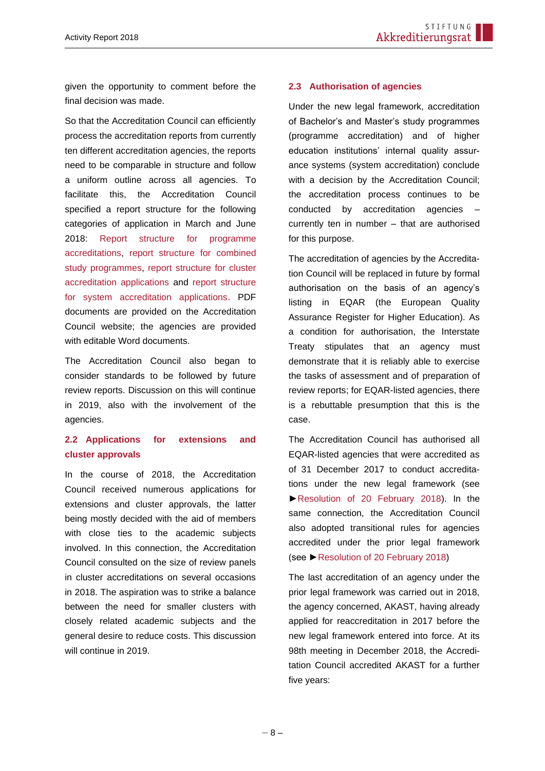given the opportunity to comment before the final decision was made.

So that the Accreditation Council can efficiently process the accreditation reports from currently ten different accreditation agencies, the reports need to be comparable in structure and follow a uniform outline across all agencies. To facilitate this, the Accreditation Council specified a report structure for the following categories of application in March and June 2018: Report structure for programme accreditations, report structure for combined study programmes, report structure for cluster accreditation applications and report structure for system accreditation applications. PDF documents are provided on the Accreditation Council website; the agencies are provided with editable Word documents.

The Accreditation Council also began to consider standards to be followed by future review reports. Discussion on this will continue in 2019, also with the involvement of the agencies.

## 2.2 Applications for extensions and cluster approvals

In the course of 2018, the Accreditation Council received numerous applications for extensions and cluster approvals, the latter being mostly decided with the aid of members with close ties to the academic subjects involved. In this connection, the Accreditation Council consulted on the size of review panels in cluster accreditations on several occasions in 2018. The aspiration was to strike a balance between the need for smaller clusters with closely related academic subjects and the general desire to reduce costs. This discussion will continue in 2019.

## 2.3 Authorisation of agencies

Under the new legal framework, accreditation of Bachelor's and Master's study programmes (programme accreditation) and of higher education institutions' internal quality assurance systems (system accreditation) conclude with a decision by the Accreditation Council; the accreditation process continues to be conducted by accreditation agencies – currently ten in number – that are authorised for this purpose.

The accreditation of agencies by the Accreditation Council will be replaced in future by formal authorisation on the basis of an agency's listing in EQAR (the European Quality Assurance Register for Higher Education). As a condition for authorisation, the Interstate Treaty stipulates that an agency must demonstrate that it is reliably able to exercise the tasks of assessment and of preparation of review reports; for EQAR-listed agencies, there is a rebuttable presumption that this is the case.

The Accreditation Council has authorised all EQAR-listed agencies that were accredited as of 31 December 2017 to conduct accreditations under the new legal framework (see ►Resolution of 20 February 2018). In the same connection, the Accreditation Council also adopted transitional rules for agencies accredited under the prior legal framework (see ►Resolution of 20 February 2018)

The last accreditation of an agency under the prior legal framework was carried out in 2018, the agency concerned, AKAST, having already applied for reaccreditation in 2017 before the new legal framework entered into force. At its 98th meeting in December 2018, the Accreditation Council accredited AKAST for a further five years: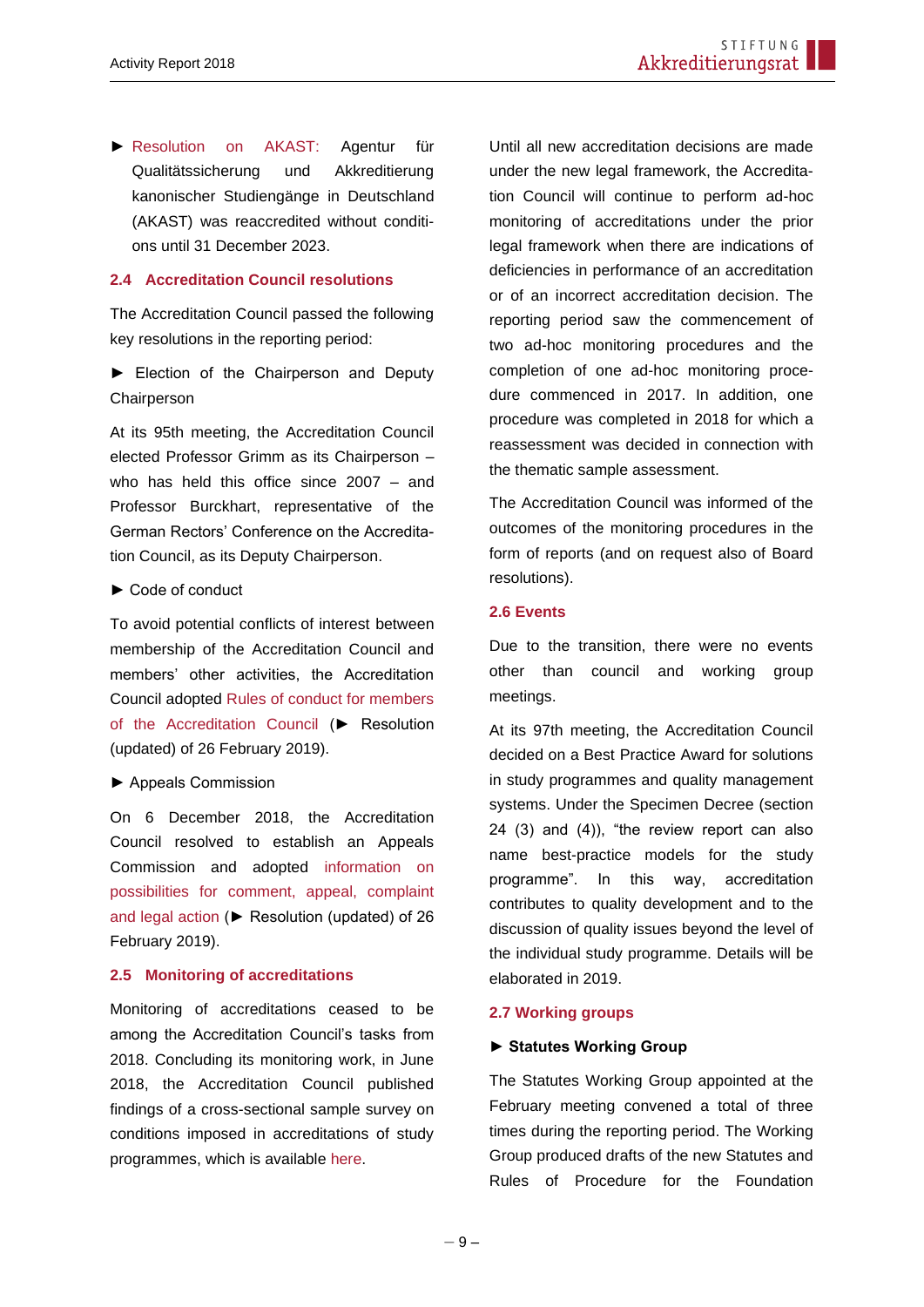► Resolution on AKAST: Agentur für Qualitätssicherung und Akkreditierung kanonischer Studiengänge in Deutschland (AKAST) was reaccredited without conditions until 31 December 2023.

## 2.4 Accreditation Council resolutions

The Accreditation Council passed the following key resolutions in the reporting period:

► Election of the Chairperson and Deputy Chairperson

At its 95th meeting, the Accreditation Council elected Professor Grimm as its Chairperson – who has held this office since 2007 – and Professor Burckhart, representative of the German Rectors' Conference on the Accreditation Council, as its Deputy Chairperson.

► Code of conduct

To avoid potential conflicts of interest between membership of the Accreditation Council and members' other activities, the Accreditation Council adopted Rules of conduct for members of the Accreditation Council (► Resolution (updated) of 26 February 2019).

► Appeals Commission

On 6 December 2018, the Accreditation Council resolved to establish an Appeals Commission and adopted information on possibilities for comment, appeal, complaint and legal action (► Resolution (updated) of 26 February 2019).

## 2.5 Monitoring of accreditations

Monitoring of accreditations ceased to be among the Accreditation Council's tasks from 2018. Concluding its monitoring work, in June 2018, the Accreditation Council published findings of a cross-sectional sample survey on conditions imposed in accreditations of study programmes, which is available here.

Until all new accreditation decisions are made under the new legal framework, the Accreditation Council will continue to perform ad-hoc monitoring of accreditations under the prior legal framework when there are indications of deficiencies in performance of an accreditation or of an incorrect accreditation decision. The reporting period saw the commencement of two ad-hoc monitoring procedures and the completion of one ad-hoc monitoring procedure commenced in 2017. In addition, one procedure was completed in 2018 for which a reassessment was decided in connection with the thematic sample assessment.

The Accreditation Council was informed of the outcomes of the monitoring procedures in the form of reports (and on request also of Board resolutions).

## 2.6 Events

Due to the transition, there were no events other than council and working group meetings.

At its 97th meeting, the Accreditation Council decided on a Best Practice Award for solutions in study programmes and quality management systems. Under the Specimen Decree (section 24 (3) and (4)), "the review report can also name best-practice models for the study programme". In this way, accreditation contributes to quality development and to the discussion of quality issues beyond the level of the individual study programme. Details will be elaborated in 2019.

## 2.7 Working groups

**► Statutes Working Group**

The Statutes Working Group appointed at the February meeting convened a total of three times during the reporting period. The Working Group produced drafts of the new Statutes and Rules of Procedure for the Foundation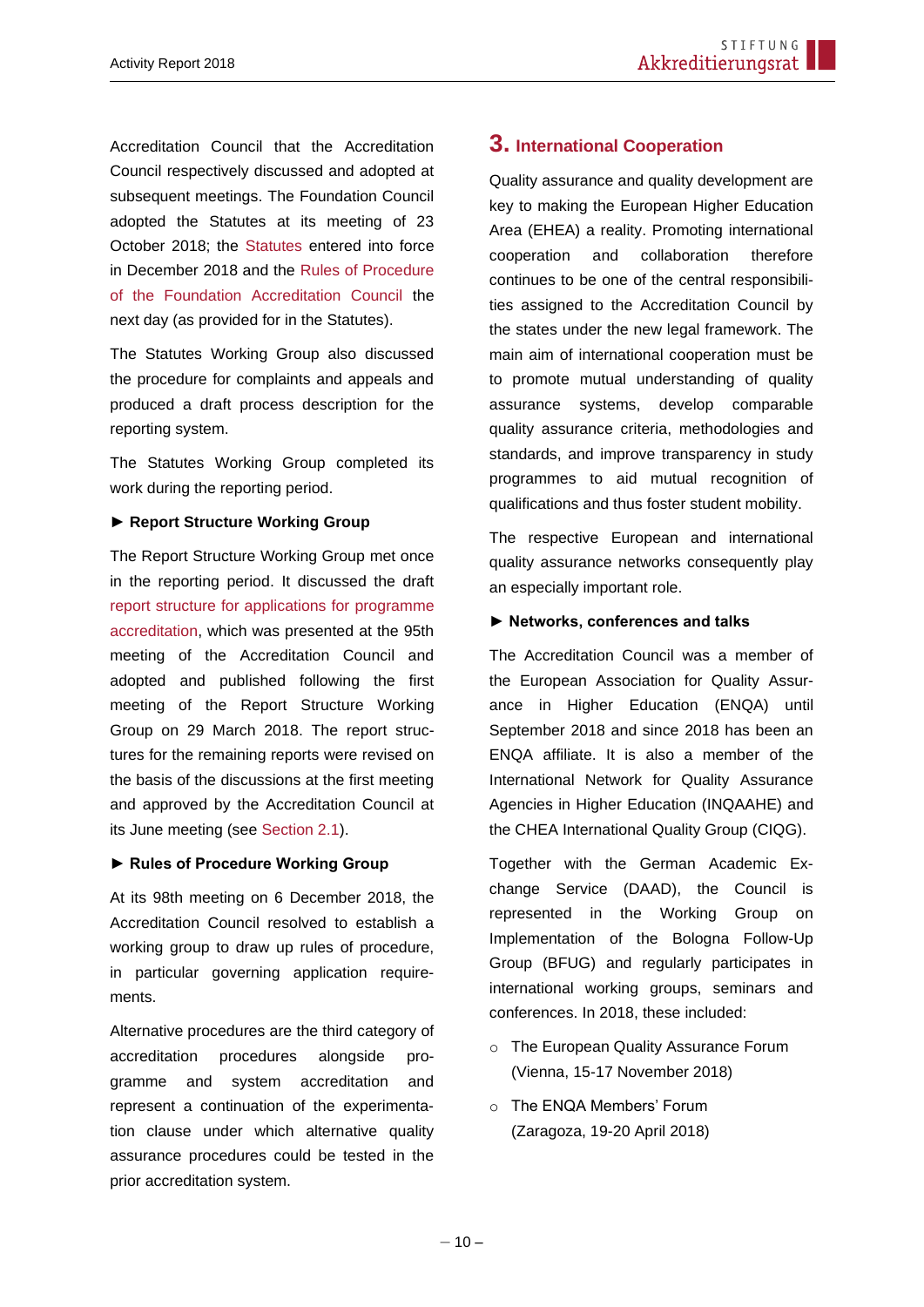Accreditation Council that the Accreditation Council respectively discussed and adopted at subsequent meetings. The Foundation Council adopted the Statutes at its meeting of 23 October 2018; the Statutes entered into force in December 2018 and the Rules of Procedure of the Foundation Accreditation Council the next day (as provided for in the Statutes).

The Statutes Working Group also discussed the procedure for complaints and appeals and produced a draft process description for the reporting system.

The Statutes Working Group completed its work during the reporting period.

**► Report Structure Working Group**

The Report Structure Working Group met once in the reporting period. It discussed the draft report structure for applications for programme accreditation, which was presented at the 95th meeting of the Accreditation Council and adopted and published following the first meeting of the Report Structure Working Group on 29 March 2018. The report structures for the remaining reports were revised on the basis of the discussions at the first meeting and approved by the Accreditation Council at its June meeting (see Section 2.1).

**► Rules of Procedure Working Group**

At its 98th meeting on 6 December 2018, the Accreditation Council resolved to establish a working group to draw up rules of procedure, in particular governing application requirements.

Alternative procedures are the third category of accreditation procedures alongside programme and system accreditation and represent a continuation of the experimentation clause under which alternative quality assurance procedures could be tested in the prior accreditation system.

## 3. International Cooperation

Quality assurance and quality development are key to making the European Higher Education Area (EHEA) a reality. Promoting international cooperation and collaboration therefore continues to be one of the central responsibilities assigned to the Accreditation Council by the states under the new legal framework. The main aim of international cooperation must be to promote mutual understanding of quality assurance systems, develop comparable quality assurance criteria, methodologies and standards, and improve transparency in study programmes to aid mutual recognition of qualifications and thus foster student mobility.

The respective European and international quality assurance networks consequently play an especially important role.

**► Networks, conferences and talks**

The Accreditation Council was a member of the European Association for Quality Assurance in Higher Education (ENQA) until September 2018 and since 2018 has been an ENQA affiliate. It is also a member of the International Network for Quality Assurance Agencies in Higher Education (INQAAHE) and the CHEA International Quality Group (CIQG).

Together with the German Academic Exchange Service (DAAD), the Council is represented in the Working Group on Implementation of the Bologna Follow-Up Group (BFUG) and regularly participates in international working groups, seminars and conferences. In 2018, these included:

- The European Quality Assurance Forum (Vienna, 15-17 November 2018)
- The ENQA Members' Forum (Zaragoza, 19-20 April 2018)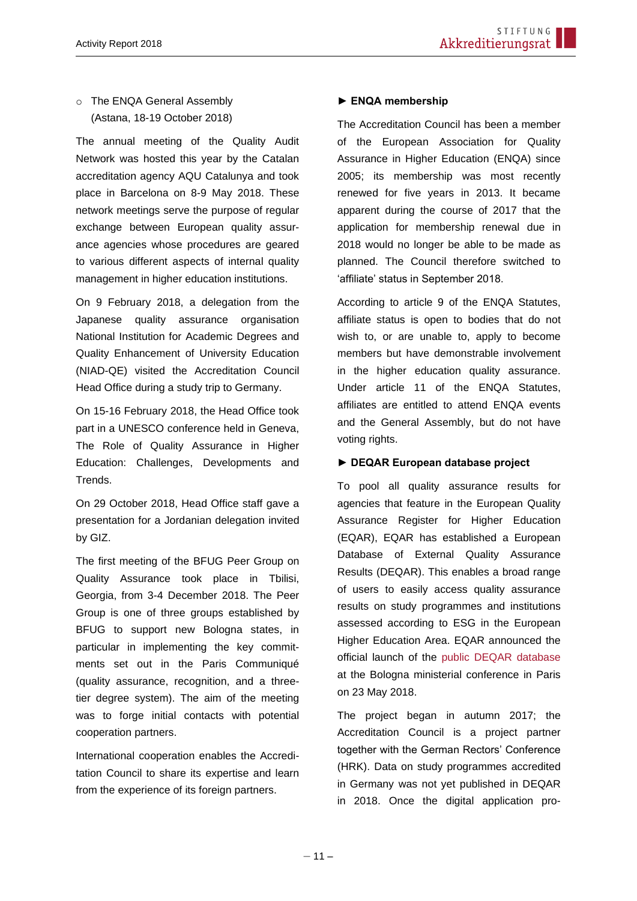- The ENQA General Assembly (Astana, 18-19 October 2018)

The annual meeting of the Quality Audit Network was hosted this year by the Catalan accreditation agency AQU Catalunya and took place in Barcelona on 8-9 May 2018. These network meetings serve the purpose of regular exchange between European quality assurance agencies whose procedures are geared to various different aspects of internal quality management in higher education institutions.

On 9 February 2018, a delegation from the Japanese quality assurance organisation National Institution for Academic Degrees and Quality Enhancement of University Education (NIAD-QE) visited the Accreditation Council Head Office during a study trip to Germany.

On 15-16 February 2018, the Head Office took part in a UNESCO conference held in Geneva, The Role of Quality Assurance in Higher Education: Challenges, Developments and Trends.

On 29 October 2018, Head Office staff gave a presentation for a Jordanian delegation invited by GIZ.

The first meeting of the BFUG Peer Group on Quality Assurance took place in Tbilisi, Georgia, from 3-4 December 2018. The Peer Group is one of three groups established by BFUG to support new Bologna states, in particular in implementing the key commitments set out in the Paris Communiqué (quality assurance, recognition, and a three-tier degree system). The aim of the meeting was to forge initial contacts with potential cooperation partners.

International cooperation enables the Accreditation Council to share its expertise and learn from the experience of its foreign partners.

**► ENQA membership**

The Accreditation Council has been a member of the European Association for Quality Assurance in Higher Education (ENQA) since 2005; its membership was most recently renewed for five years in 2013. It became apparent during the course of 2017 that the application for membership renewal due in 2018 would no longer be able to be made as planned. The Council therefore switched to 'affiliate' status in September 2018.

According to article 9 of the ENQA Statutes, affiliate status is open to bodies that do not wish to, or are unable to, apply to become members but have demonstrable involvement in the higher education quality assurance. Under article 11 of the ENQA Statutes, affiliates are entitled to attend ENQA events and the General Assembly, but do not have voting rights.

**► DEQAR European database project**

To pool all quality assurance results for agencies that feature in the European Quality Assurance Register for Higher Education (EQAR), EQAR has established a European Database of External Quality Assurance Results (DEQAR). This enables a broad range of users to easily access quality assurance results on study programmes and institutions assessed according to ESG in the European Higher Education Area. EQAR announced the official launch of the public DEQAR database at the Bologna ministerial conference in Paris on 23 May 2018.

The project began in autumn 2017; the Accreditation Council is a project partner together with the German Rectors' Conference (HRK). Data on study programmes accredited in Germany was not yet published in DEQAR in 2018. Once the digital application pro-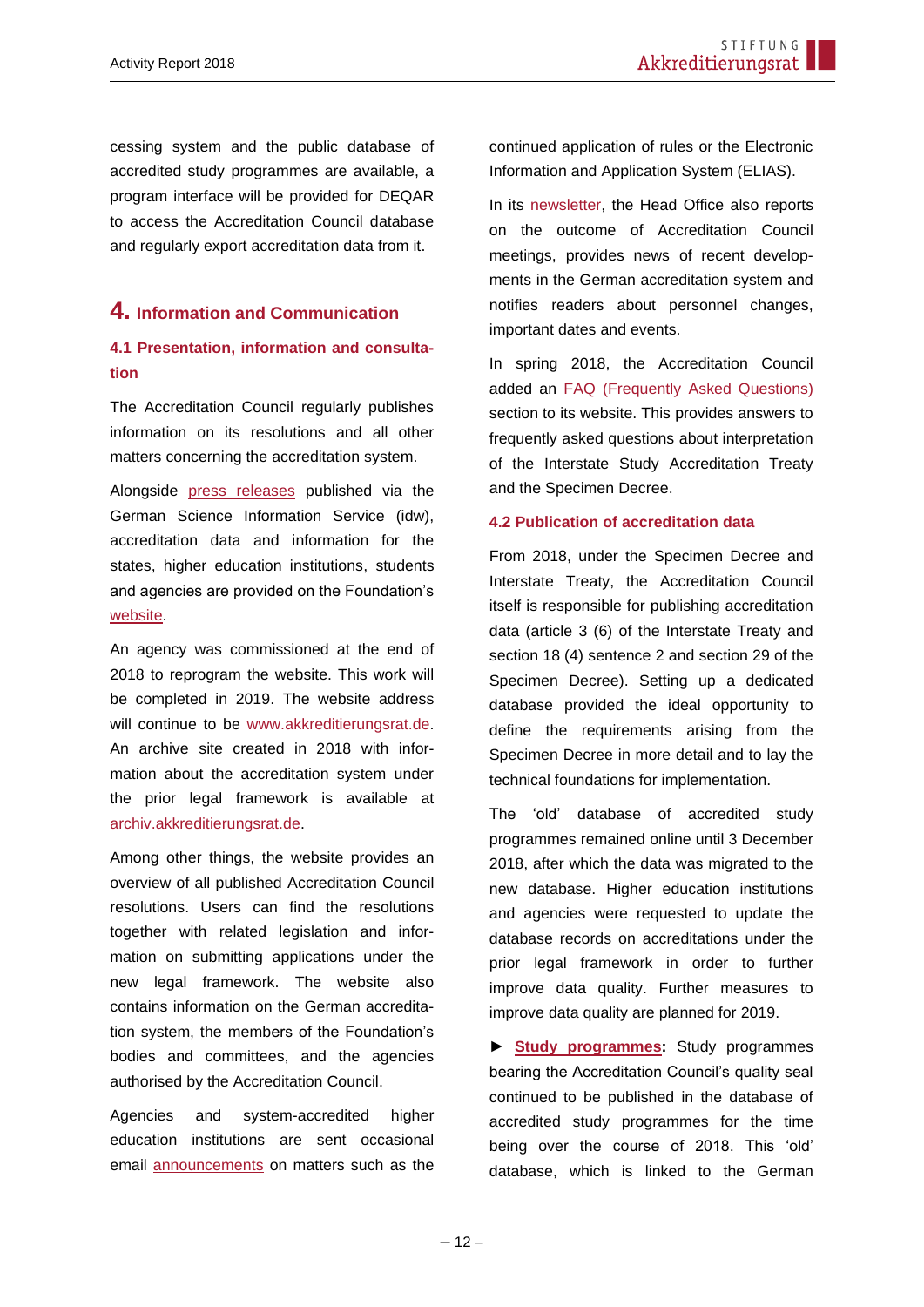cessing system and the public database of accredited study programmes are available, a program interface will be provided for DEQAR to access the Accreditation Council database and regularly export accreditation data from it.

# 4. Information and Communication

## 4.1 Presentation, information and consultation

The Accreditation Council regularly publishes information on its resolutions and all other matters concerning the accreditation system.

Alongside press releases published via the German Science Information Service (idw), accreditation data and information for the states, higher education institutions, students and agencies are provided on the Foundation's website.

An agency was commissioned at the end of 2018 to reprogram the website. This work will be completed in 2019. The website address will continue to be www.akkreditierungsrat.de. An archive site created in 2018 with information about the accreditation system under the prior legal framework is available at archiv.akkreditierungsrat.de.

Among other things, the website provides an overview of all published Accreditation Council resolutions. Users can find the resolutions together with related legislation and information on submitting applications under the new legal framework. The website also contains information on the German accreditation system, the members of the Foundation's bodies and committees, and the agencies authorised by the Accreditation Council.

Agencies and system-accredited higher education institutions are sent occasional email announcements on matters such as the continued application of rules or the Electronic Information and Application System (ELIAS).

In its newsletter, the Head Office also reports on the outcome of Accreditation Council meetings, provides news of recent developments in the German accreditation system and notifies readers about personnel changes, important dates and events.

In spring 2018, the Accreditation Council added an FAQ (Frequently Asked Questions) section to its website. This provides answers to frequently asked questions about interpretation of the Interstate Study Accreditation Treaty and the Specimen Decree.

## 4.2 Publication of accreditation data

From 2018, under the Specimen Decree and Interstate Treaty, the Accreditation Council itself is responsible for publishing accreditation data (article 3 (6) of the Interstate Treaty and section 18 (4) sentence 2 and section 29 of the Specimen Decree). Setting up a dedicated database provided the ideal opportunity to define the requirements arising from the Specimen Decree in more detail and to lay the technical foundations for implementation.

The 'old' database of accredited study programmes remained online until 3 December 2018, after which the data was migrated to the new database. Higher education institutions and agencies were requested to update the database records on accreditations under the prior legal framework in order to further improve data quality. Further measures to improve data quality are planned for 2019.

► **Study programmes:** Study programmes bearing the Accreditation Council's quality seal continued to be published in the database of accredited study programmes for the time being over the course of 2018. This 'old' database, which is linked to the German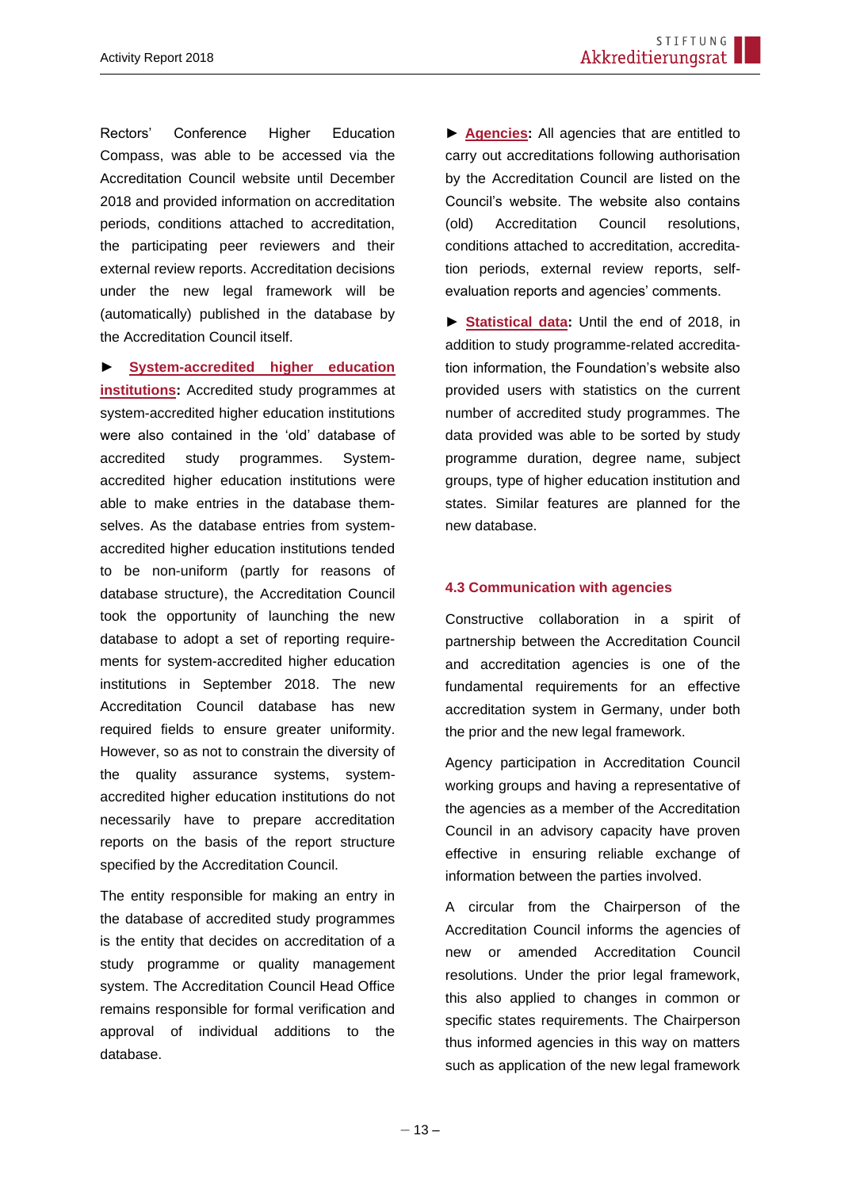Rectors' Conference Higher Education Compass, was able to be accessed via the Accreditation Council website until December 2018 and provided information on accreditation periods, conditions attached to accreditation, the participating peer reviewers and their external review reports. Accreditation decisions under the new legal framework will be (automatically) published in the database by the Accreditation Council itself.

► **System-accredited higher education institutions:** Accredited study programmes at system-accredited higher education institutions were also contained in the 'old' database of accredited study programmes. System-accredited higher education institutions were able to make entries in the database themselves. As the database entries from system-accredited higher education institutions tended to be non-uniform (partly for reasons of database structure), the Accreditation Council took the opportunity of launching the new database to adopt a set of reporting requirements for system-accredited higher education institutions in September 2018. The new Accreditation Council database has new required fields to ensure greater uniformity. However, so as not to constrain the diversity of the quality assurance systems, system-accredited higher education institutions do not necessarily have to prepare accreditation reports on the basis of the report structure specified by the Accreditation Council.

The entity responsible for making an entry in the database of accredited study programmes is the entity that decides on accreditation of a study programme or quality management system. The Accreditation Council Head Office remains responsible for formal verification and approval of individual additions to the database.

► **Agencies:** All agencies that are entitled to carry out accreditations following authorisation by the Accreditation Council are listed on the Council's website. The website also contains (old) Accreditation Council resolutions, conditions attached to accreditation, accreditation periods, external review reports, self-evaluation reports and agencies' comments.

► **Statistical data:** Until the end of 2018, in addition to study programme-related accreditation information, the Foundation's website also provided users with statistics on the current number of accredited study programmes. The data provided was able to be sorted by study programme duration, degree name, subject groups, type of higher education institution and states. Similar features are planned for the new database.

### 4.3 Communication with agencies

Constructive collaboration in a spirit of partnership between the Accreditation Council and accreditation agencies is one of the fundamental requirements for an effective accreditation system in Germany, under both the prior and the new legal framework.

Agency participation in Accreditation Council working groups and having a representative of the agencies as a member of the Accreditation Council in an advisory capacity have proven effective in ensuring reliable exchange of information between the parties involved.

A circular from the Chairperson of the Accreditation Council informs the agencies of new or amended Accreditation Council resolutions. Under the prior legal framework, this also applied to changes in common or specific states requirements. The Chairperson thus informed agencies in this way on matters such as application of the new legal framework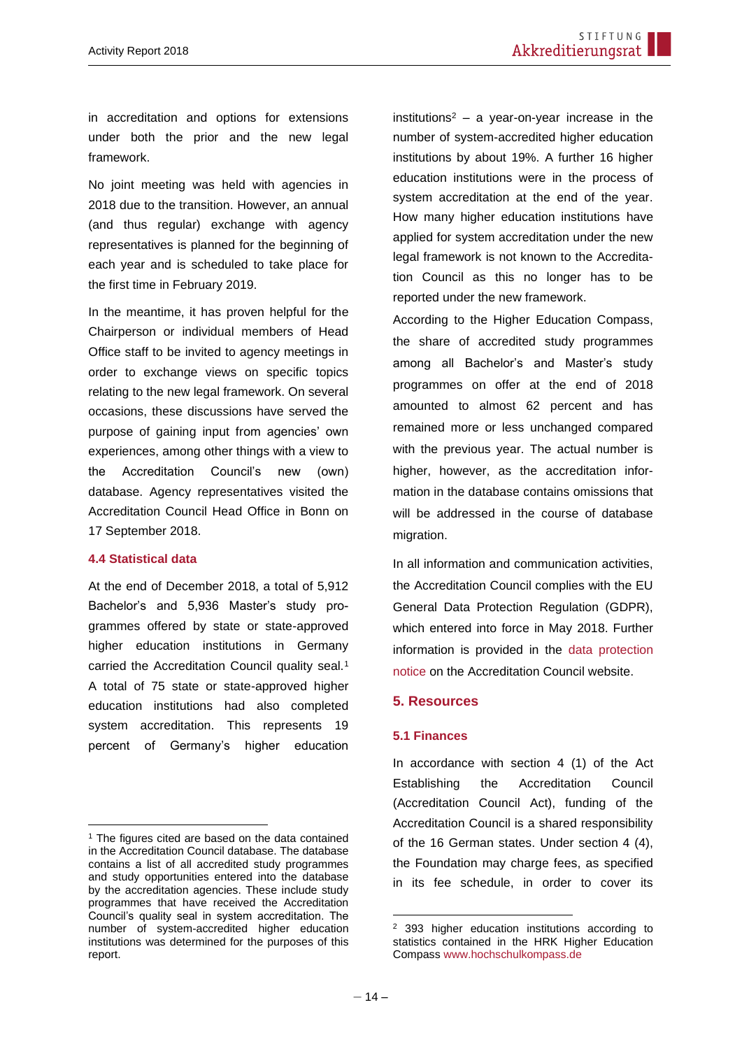in accreditation and options for extensions under both the prior and the new legal framework.

No joint meeting was held with agencies in 2018 due to the transition. However, an annual (and thus regular) exchange with agency representatives is planned for the beginning of each year and is scheduled to take place for the first time in February 2019.

In the meantime, it has proven helpful for the Chairperson or individual members of Head Office staff to be invited to agency meetings in order to exchange views on specific topics relating to the new legal framework. On several occasions, these discussions have served the purpose of gaining input from agencies' own experiences, among other things with a view to the Accreditation Council's new (own) database. Agency representatives visited the Accreditation Council Head Office in Bonn on 17 September 2018.

### 4.4 Statistical data

At the end of December 2018, a total of 5,912 Bachelor's and 5,936 Master's study programmes offered by state or state-approved higher education institutions in Germany carried the Accreditation Council quality seal.[1] A total of 75 state or state-approved higher education institutions had also completed system accreditation. This represents 19 percent of Germany's higher education institutions[2] – a year-on-year increase in the number of system-accredited higher education institutions by about 19%. A further 16 higher education institutions were in the process of system accreditation at the end of the year. How many higher education institutions have applied for system accreditation under the new legal framework is not known to the Accreditation Council as this no longer has to be reported under the new framework.

According to the Higher Education Compass, the share of accredited study programmes among all Bachelor's and Master's study programmes on offer at the end of 2018 amounted to almost 62 percent and has remained more or less unchanged compared with the previous year. The actual number is higher, however, as the accreditation information in the database contains omissions that will be addressed in the course of database migration.

In all information and communication activities, the Accreditation Council complies with the EU General Data Protection Regulation (GDPR), which entered into force in May 2018. Further information is provided in the data protection notice on the Accreditation Council website.

## 5. Resources

### 5.1 Finances

In accordance with section 4 (1) of the Act Establishing the Accreditation Council (Accreditation Council Act), funding of the Accreditation Council is a shared responsibility of the 16 German states. Under section 4 (4), the Foundation may charge fees, as specified in its fee schedule, in order to cover its

---

[1] The figures cited are based on the data contained in the Accreditation Council database. The database contains a list of all accredited study programmes and study opportunities entered into the database by the accreditation agencies. These include study programmes that have received the Accreditation Council's quality seal in system accreditation. The number of system-accredited higher education institutions was determined for the purposes of this report.

[2] 393 higher education institutions according to statistics contained in the HRK Higher Education Compass www.hochschulkompass.de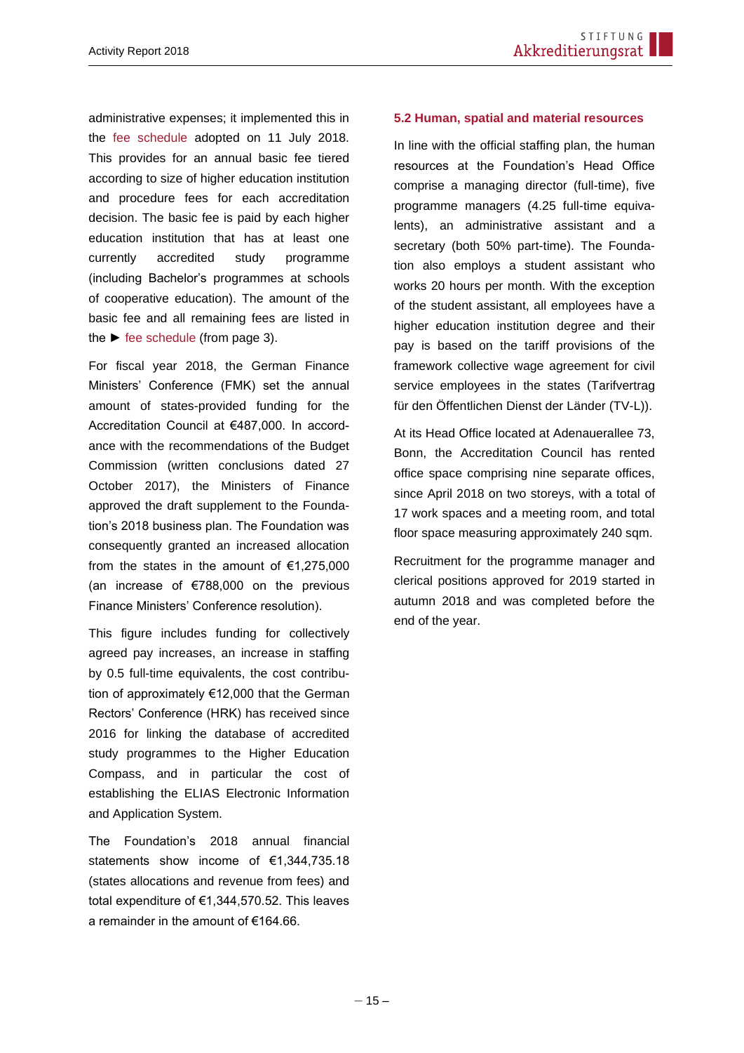administrative expenses; it implemented this in the fee schedule adopted on 11 July 2018. This provides for an annual basic fee tiered according to size of higher education institution and procedure fees for each accreditation decision. The basic fee is paid by each higher education institution that has at least one currently accredited study programme (including Bachelor's programmes at schools of cooperative education). The amount of the basic fee and all remaining fees are listed in the ► fee schedule (from page 3).

For fiscal year 2018, the German Finance Ministers' Conference (FMK) set the annual amount of states-provided funding for the Accreditation Council at €487,000. In accordance with the recommendations of the Budget Commission (written conclusions dated 27 October 2017), the Ministers of Finance approved the draft supplement to the Foundation's 2018 business plan. The Foundation was consequently granted an increased allocation from the states in the amount of €1,275,000 (an increase of €788,000 on the previous Finance Ministers' Conference resolution).

This figure includes funding for collectively agreed pay increases, an increase in staffing by 0.5 full-time equivalents, the cost contribution of approximately €12,000 that the German Rectors' Conference (HRK) has received since 2016 for linking the database of accredited study programmes to the Higher Education Compass, and in particular the cost of establishing the ELIAS Electronic Information and Application System.

The Foundation's 2018 annual financial statements show income of €1,344,735.18 (states allocations and revenue from fees) and total expenditure of €1,344,570.52. This leaves a remainder in the amount of €164.66.

### 5.2 Human, spatial and material resources

In line with the official staffing plan, the human resources at the Foundation's Head Office comprise a managing director (full-time), five programme managers (4.25 full-time equivalents), an administrative assistant and a secretary (both 50% part-time). The Foundation also employs a student assistant who works 20 hours per month. With the exception of the student assistant, all employees have a higher education institution degree and their pay is based on the tariff provisions of the framework collective wage agreement for civil service employees in the states (Tarifvertrag für den Öffentlichen Dienst der Länder (TV-L)).

At its Head Office located at Adenauerallee 73, Bonn, the Accreditation Council has rented office space comprising nine separate offices, since April 2018 on two storeys, with a total of 17 work spaces and a meeting room, and total floor space measuring approximately 240 sqm.

Recruitment for the programme manager and clerical positions approved for 2019 started in autumn 2018 and was completed before the end of the year.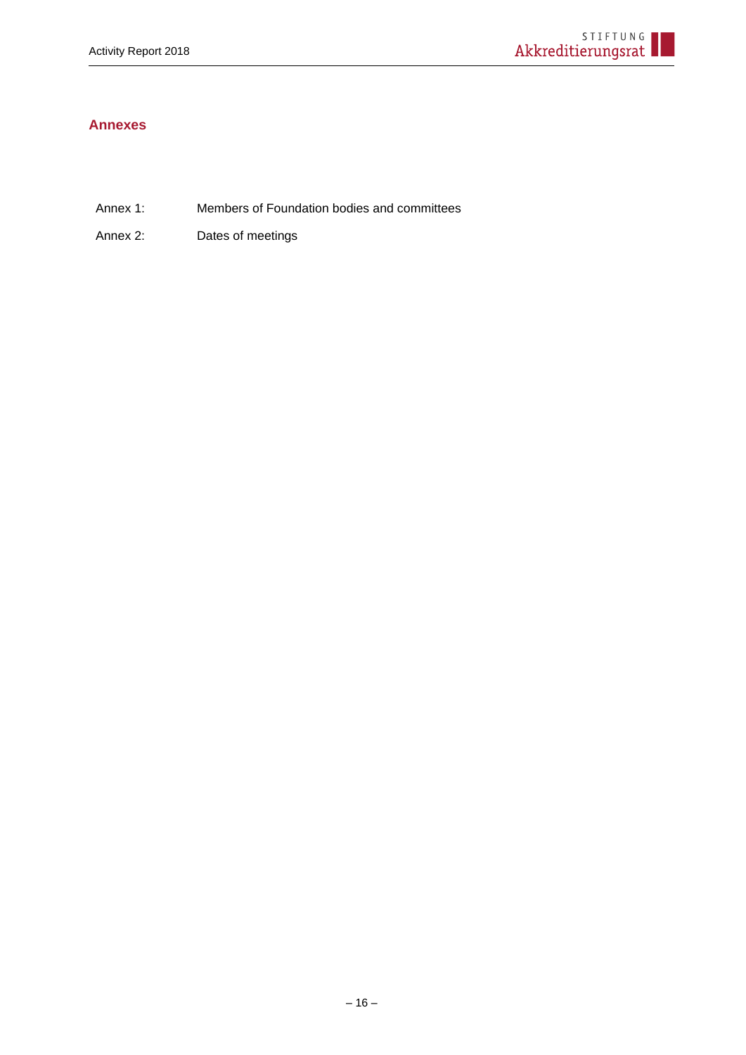## Annexes

| | |
|---|---|
| Annex 1: | Members of Foundation bodies and committees |
| Annex 2: | Dates of meetings |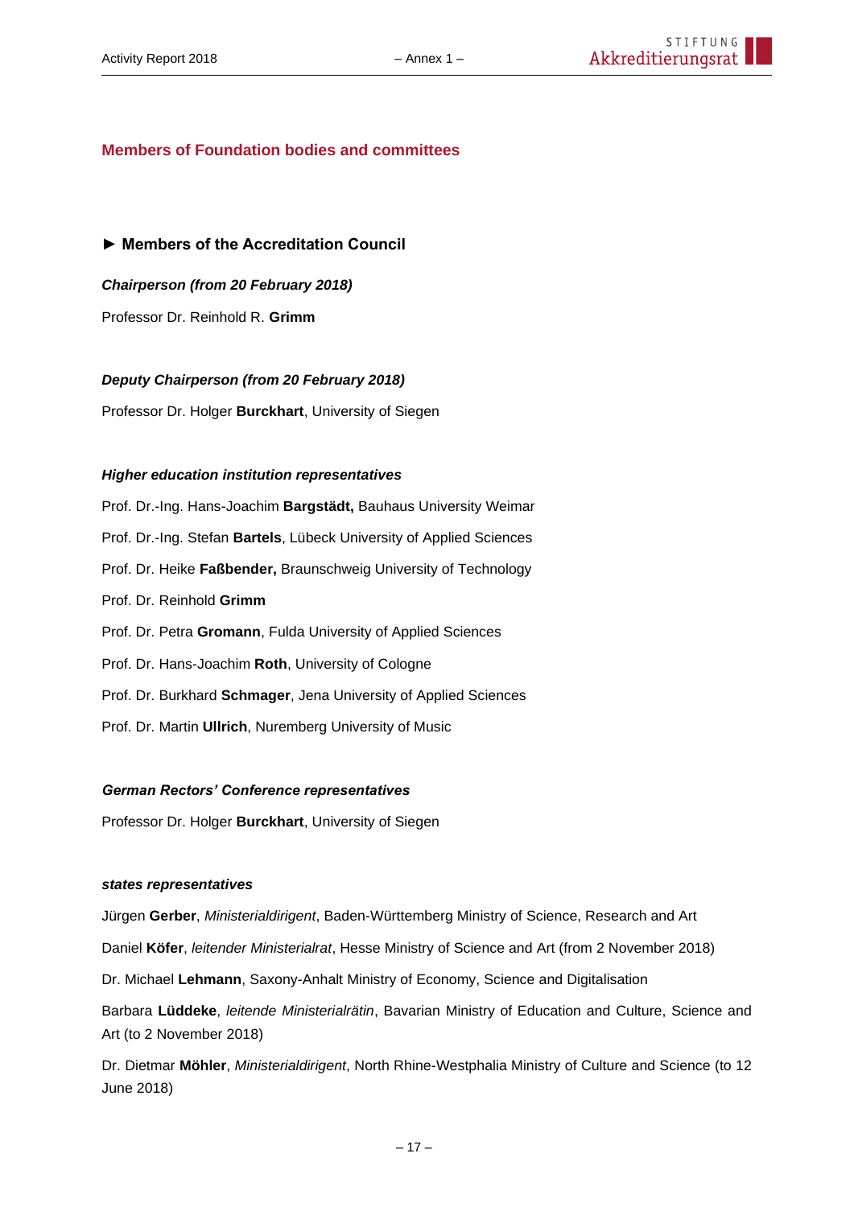## Members of Foundation bodies and committees

### ► Members of the Accreditation Council

***Chairperson (from 20 February 2018)***

Professor Dr. Reinhold R. **Grimm**

***Deputy Chairperson (from 20 February 2018)***

Professor Dr. Holger **Burckhart**, University of Siegen

***Higher education institution representatives***

Prof. Dr.-Ing. Hans-Joachim **Bargstädt,** Bauhaus University Weimar

Prof. Dr.-Ing. Stefan **Bartels**, Lübeck University of Applied Sciences

Prof. Dr. Heike **Faßbender,** Braunschweig University of Technology

Prof. Dr. Reinhold **Grimm**

Prof. Dr. Petra **Gromann**, Fulda University of Applied Sciences

Prof. Dr. Hans-Joachim **Roth**, University of Cologne

Prof. Dr. Burkhard **Schmager**, Jena University of Applied Sciences

Prof. Dr. Martin **Ullrich**, Nuremberg University of Music

***German Rectors' Conference representatives***

Professor Dr. Holger **Burckhart**, University of Siegen

***states representatives***

Jürgen **Gerber**, *Ministerialdirigent*, Baden-Württemberg Ministry of Science, Research and Art

Daniel **Köfer**, *leitender Ministerialrat*, Hesse Ministry of Science and Art (from 2 November 2018)

Dr. Michael **Lehmann**, Saxony-Anhalt Ministry of Economy, Science and Digitalisation

Barbara **Lüddeke**, *leitende Ministerialrätin*, Bavarian Ministry of Education and Culture, Science and Art (to 2 November 2018)

Dr. Dietmar **Möhler**, *Ministerialdirigent*, North Rhine-Westphalia Ministry of Culture and Science (to 12 June 2018)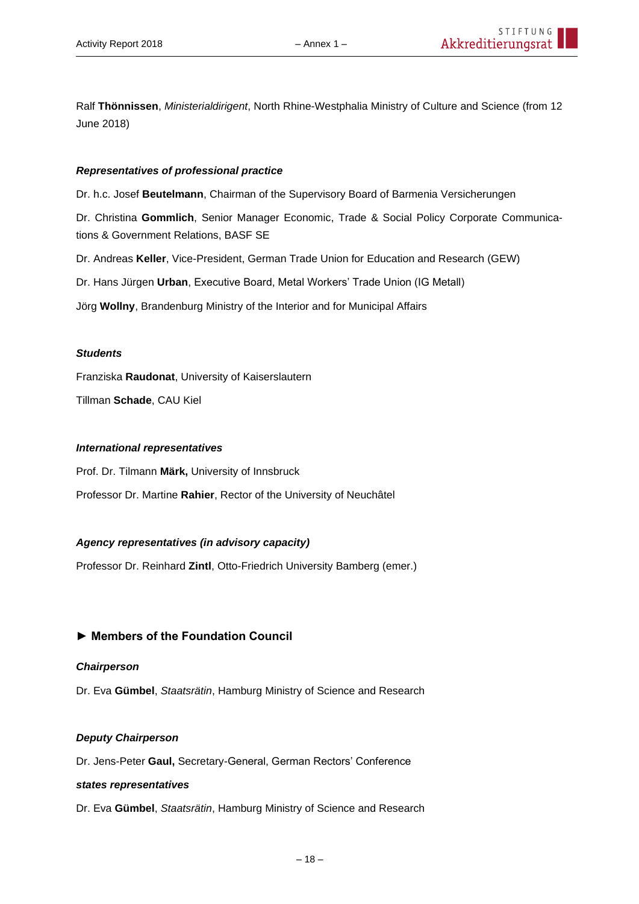Ralf **Thönnissen**, *Ministerialdirigent*, North Rhine-Westphalia Ministry of Culture and Science (from 12 June 2018)

***Representatives of professional practice***

Dr. h.c. Josef **Beutelmann**, Chairman of the Supervisory Board of Barmenia Versicherungen

Dr. Christina **Gommlich**, Senior Manager Economic, Trade & Social Policy Corporate Communications & Government Relations, BASF SE

Dr. Andreas **Keller**, Vice-President, German Trade Union for Education and Research (GEW)

Dr. Hans Jürgen **Urban**, Executive Board, Metal Workers' Trade Union (IG Metall)

Jörg **Wollny**, Brandenburg Ministry of the Interior and for Municipal Affairs

***Students***

Franziska **Raudonat**, University of Kaiserslautern

Tillman **Schade**, CAU Kiel

***International representatives***

Prof. Dr. Tilmann **Märk,** University of Innsbruck

Professor Dr. Martine **Rahier**, Rector of the University of Neuchâtel

***Agency representatives (in advisory capacity)***

Professor Dr. Reinhard **Zintl**, Otto-Friedrich University Bamberg (emer.)

## ► Members of the Foundation Council

***Chairperson***

Dr. Eva **Gümbel**, *Staatsrätin*, Hamburg Ministry of Science and Research

***Deputy Chairperson***

Dr. Jens-Peter **Gaul,** Secretary-General, German Rectors' Conference

***states representatives***

Dr. Eva **Gümbel**, *Staatsrätin*, Hamburg Ministry of Science and Research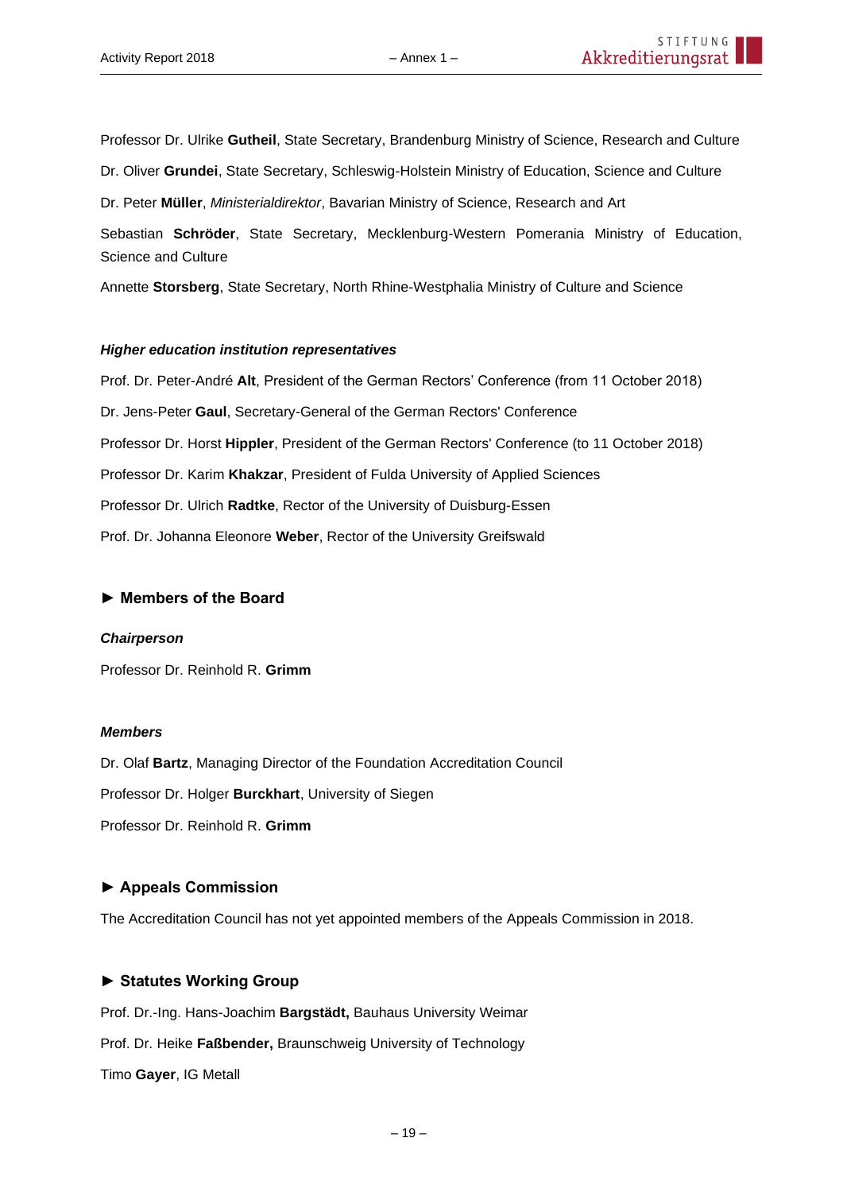Professor Dr. Ulrike **Gutheil**, State Secretary, Brandenburg Ministry of Science, Research and Culture

Dr. Oliver **Grundei**, State Secretary, Schleswig-Holstein Ministry of Education, Science and Culture

Dr. Peter **Müller**, *Ministerialdirektor*, Bavarian Ministry of Science, Research and Art

Sebastian **Schröder**, State Secretary, Mecklenburg-Western Pomerania Ministry of Education, Science and Culture

Annette **Storsberg**, State Secretary, North Rhine-Westphalia Ministry of Culture and Science

***Higher education institution representatives***

Prof. Dr. Peter-André **Alt**, President of the German Rectors' Conference (from 11 October 2018)

Dr. Jens-Peter **Gaul**, Secretary-General of the German Rectors' Conference

Professor Dr. Horst **Hippler**, President of the German Rectors' Conference (to 11 October 2018)

Professor Dr. Karim **Khakzar**, President of Fulda University of Applied Sciences

Professor Dr. Ulrich **Radtke**, Rector of the University of Duisburg-Essen

Prof. Dr. Johanna Eleonore **Weber**, Rector of the University Greifswald

## ► Members of the Board

***Chairperson***

Professor Dr. Reinhold R. **Grimm**

***Members***

Dr. Olaf **Bartz**, Managing Director of the Foundation Accreditation Council

Professor Dr. Holger **Burckhart**, University of Siegen

Professor Dr. Reinhold R. **Grimm**

## ► Appeals Commission

The Accreditation Council has not yet appointed members of the Appeals Commission in 2018.

## ► Statutes Working Group

Prof. Dr.-Ing. Hans-Joachim **Bargstädt,** Bauhaus University Weimar

Prof. Dr. Heike **Faßbender,** Braunschweig University of Technology

Timo **Gayer**, IG Metall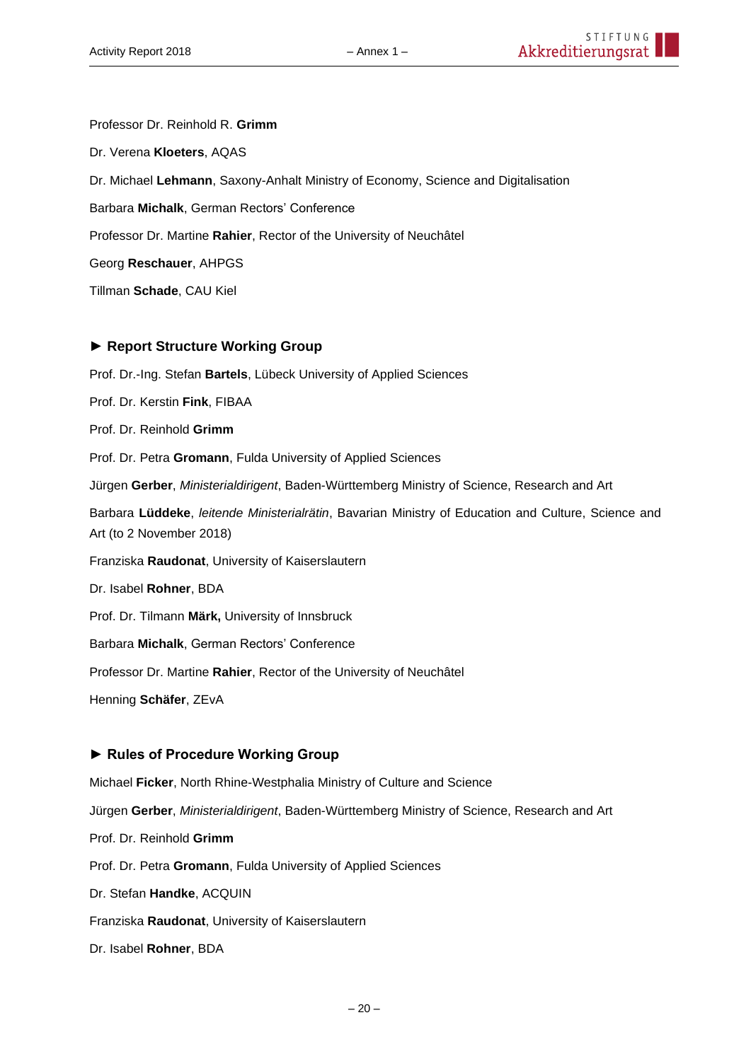Professor Dr. Reinhold R. **Grimm**

Dr. Verena **Kloeters**, AQAS

Dr. Michael **Lehmann**, Saxony-Anhalt Ministry of Economy, Science and Digitalisation

Barbara **Michalk**, German Rectors' Conference

Professor Dr. Martine **Rahier**, Rector of the University of Neuchâtel

Georg **Reschauer**, AHPGS

Tillman **Schade**, CAU Kiel

### ► Report Structure Working Group

Prof. Dr.-Ing. Stefan **Bartels**, Lübeck University of Applied Sciences

Prof. Dr. Kerstin **Fink**, FIBAA

Prof. Dr. Reinhold **Grimm**

Prof. Dr. Petra **Gromann**, Fulda University of Applied Sciences

Jürgen **Gerber**, *Ministerialdirigent*, Baden-Württemberg Ministry of Science, Research and Art

Barbara **Lüddeke**, *leitende Ministerialrätin*, Bavarian Ministry of Education and Culture, Science and Art (to 2 November 2018)

Franziska **Raudonat**, University of Kaiserslautern

Dr. Isabel **Rohner**, BDA

Prof. Dr. Tilmann **Märk,** University of Innsbruck

Barbara **Michalk**, German Rectors' Conference

Professor Dr. Martine **Rahier**, Rector of the University of Neuchâtel

Henning **Schäfer**, ZEvA

### ► Rules of Procedure Working Group

Michael **Ficker**, North Rhine-Westphalia Ministry of Culture and Science

Jürgen **Gerber**, *Ministerialdirigent*, Baden-Württemberg Ministry of Science, Research and Art

Prof. Dr. Reinhold **Grimm**

Prof. Dr. Petra **Gromann**, Fulda University of Applied Sciences

Dr. Stefan **Handke**, ACQUIN

Franziska **Raudonat**, University of Kaiserslautern

Dr. Isabel **Rohner**, BDA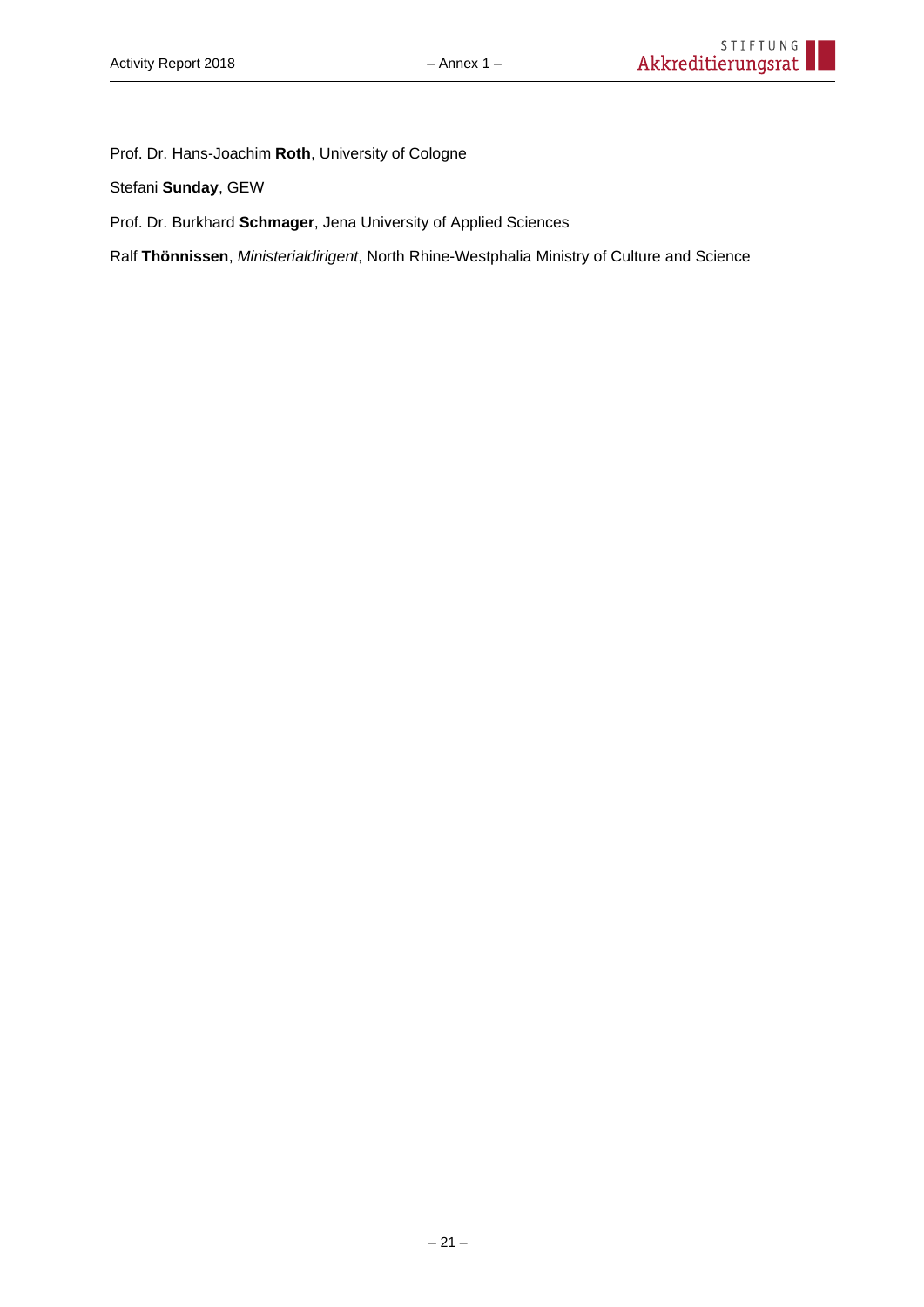Prof. Dr. Hans-Joachim **Roth**, University of Cologne

Stefani **Sunday**, GEW

Prof. Dr. Burkhard **Schmager**, Jena University of Applied Sciences

Ralf **Thönnissen**, *Ministerialdirigent*, North Rhine-Westphalia Ministry of Culture and Science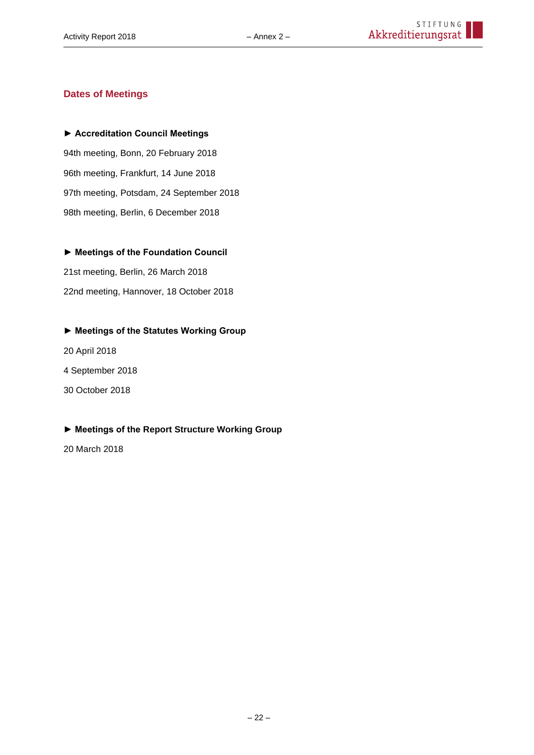## Dates of Meetings

**► Accreditation Council Meetings**

94th meeting, Bonn, 20 February 2018

96th meeting, Frankfurt, 14 June 2018

97th meeting, Potsdam, 24 September 2018

98th meeting, Berlin, 6 December 2018

**► Meetings of the Foundation Council**

21st meeting, Berlin, 26 March 2018

22nd meeting, Hannover, 18 October 2018

**► Meetings of the Statutes Working Group**

20 April 2018

4 September 2018

30 October 2018

**► Meetings of the Report Structure Working Group**

20 March 2018